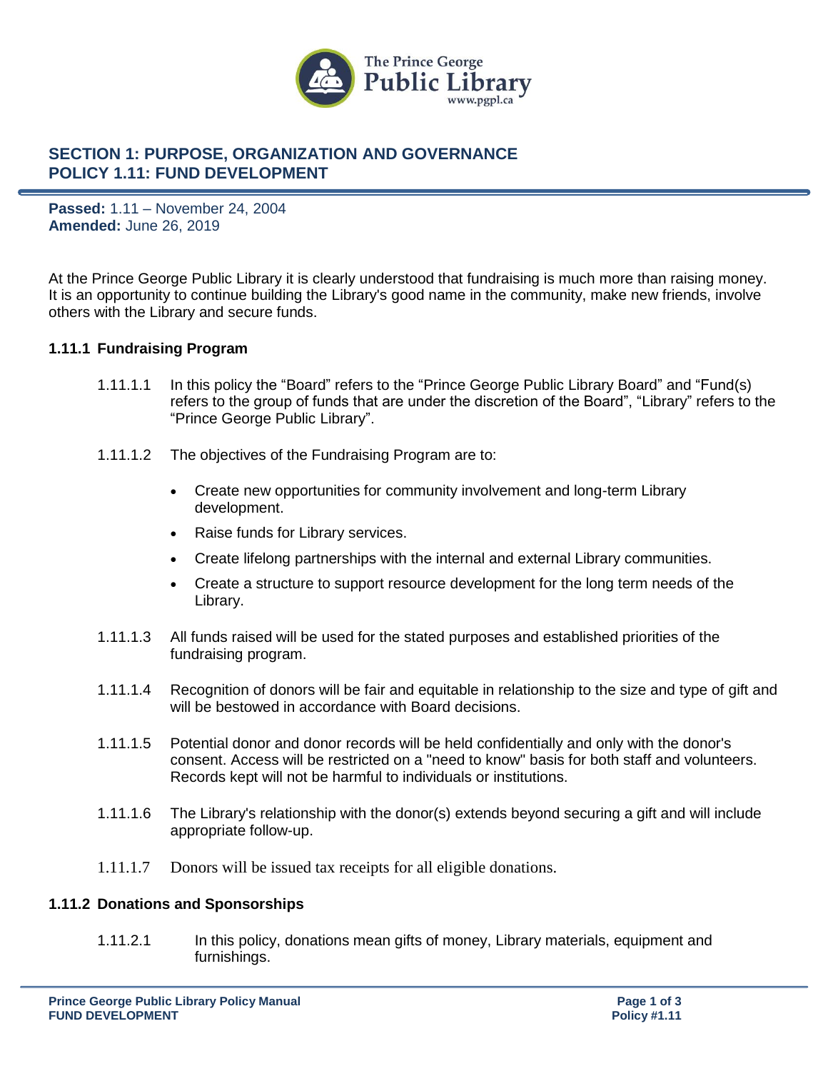## SECTION 1: PURPOSE, ORGANIZATION AND GOVERNANCE
## POLICY 1.11: FUND DEVELOPMENT

**Passed:** 1.11 – November 24, 2004
**Amended:** June 26, 2019

At the Prince George Public Library it is clearly understood that fundraising is much more than raising money. It is an opportunity to continue building the Library's good name in the community, make new friends, involve others with the Library and secure funds.

### 1.11.1 Fundraising Program

1.11.1.1 In this policy the "Board" refers to the "Prince George Public Library Board" and "Fund(s) refers to the group of funds that are under the discretion of the Board", "Library" refers to the "Prince George Public Library".

1.11.1.2 The objectives of the Fundraising Program are to:

- Create new opportunities for community involvement and long-term Library development.
- Raise funds for Library services.
- Create lifelong partnerships with the internal and external Library communities.
- Create a structure to support resource development for the long term needs of the Library.

1.11.1.3 All funds raised will be used for the stated purposes and established priorities of the fundraising program.

1.11.1.4 Recognition of donors will be fair and equitable in relationship to the size and type of gift and will be bestowed in accordance with Board decisions.

1.11.1.5 Potential donor and donor records will be held confidentially and only with the donor's consent. Access will be restricted on a "need to know" basis for both staff and volunteers. Records kept will not be harmful to individuals or institutions.

1.11.1.6 The Library's relationship with the donor(s) extends beyond securing a gift and will include appropriate follow-up.

1.11.1.7 Donors will be issued tax receipts for all eligible donations.

### 1.11.2 Donations and Sponsorships

1.11.2.1 In this policy, donations mean gifts of money, Library materials, equipment and furnishings.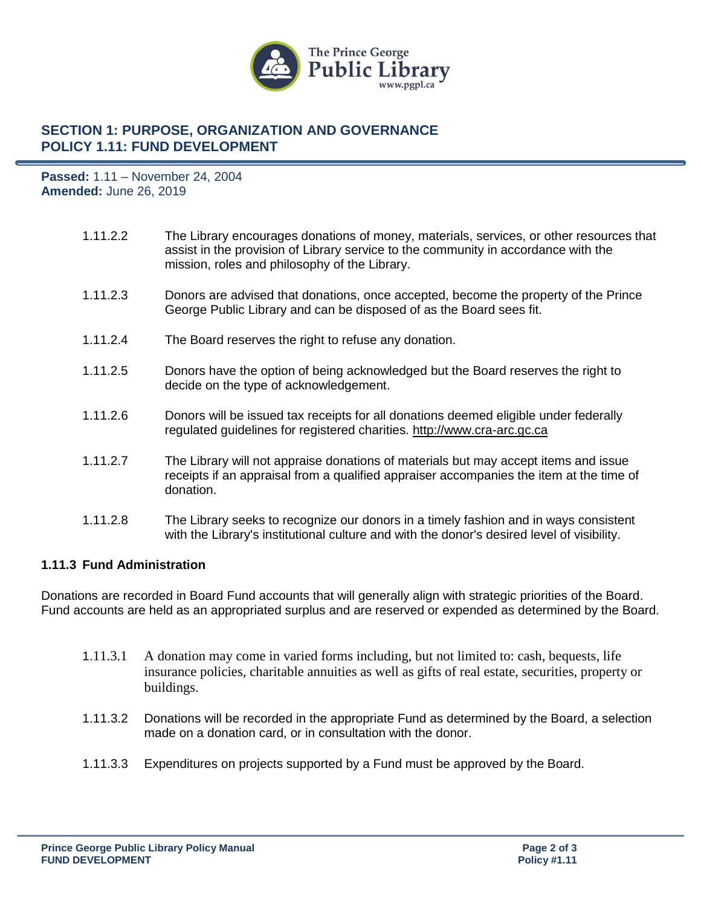## SECTION 1: PURPOSE, ORGANIZATION AND GOVERNANCE
## POLICY 1.11: FUND DEVELOPMENT

**Passed:** 1.11 – November 24, 2004
**Amended:** June 26, 2019

1.11.2.2 The Library encourages donations of money, materials, services, or other resources that assist in the provision of Library service to the community in accordance with the mission, roles and philosophy of the Library.

1.11.2.3 Donors are advised that donations, once accepted, become the property of the Prince George Public Library and can be disposed of as the Board sees fit.

1.11.2.4 The Board reserves the right to refuse any donation.

1.11.2.5 Donors have the option of being acknowledged but the Board reserves the right to decide on the type of acknowledgement.

1.11.2.6 Donors will be issued tax receipts for all donations deemed eligible under federally regulated guidelines for registered charities. http://www.cra-arc.gc.ca

1.11.2.7 The Library will not appraise donations of materials but may accept items and issue receipts if an appraisal from a qualified appraiser accompanies the item at the time of donation.

1.11.2.8 The Library seeks to recognize our donors in a timely fashion and in ways consistent with the Library's institutional culture and with the donor's desired level of visibility.

### 1.11.3 Fund Administration

Donations are recorded in Board Fund accounts that will generally align with strategic priorities of the Board. Fund accounts are held as an appropriated surplus and are reserved or expended as determined by the Board.

1.11.3.1 A donation may come in varied forms including, but not limited to: cash, bequests, life insurance policies, charitable annuities as well as gifts of real estate, securities, property or buildings.

1.11.3.2 Donations will be recorded in the appropriate Fund as determined by the Board, a selection made on a donation card, or in consultation with the donor.

1.11.3.3 Expenditures on projects supported by a Fund must be approved by the Board.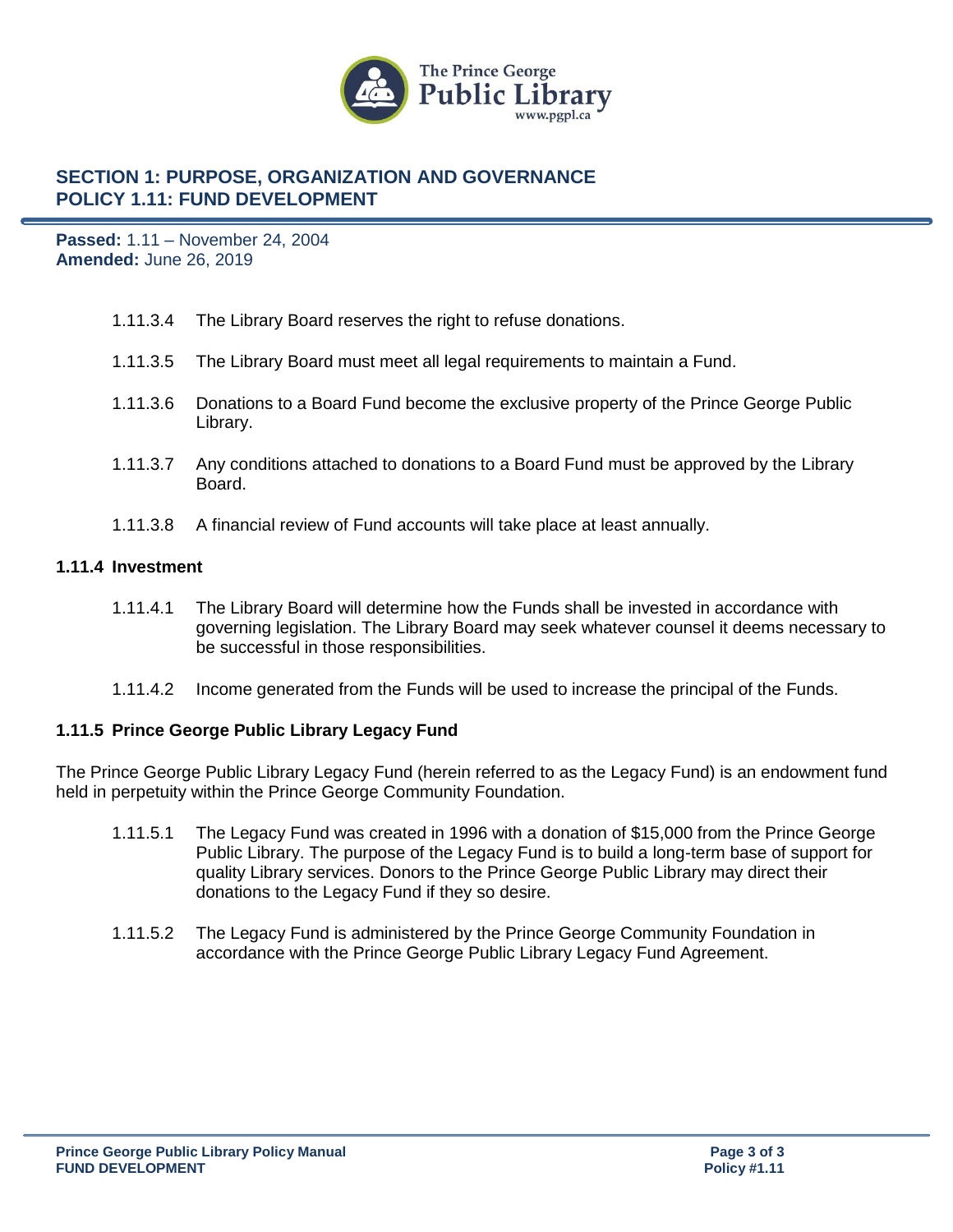## SECTION 1: PURPOSE, ORGANIZATION AND GOVERNANCE
## POLICY 1.11: FUND DEVELOPMENT

**Passed:** 1.11 – November 24, 2004
**Amended:** June 26, 2019

1.11.3.4 The Library Board reserves the right to refuse donations.

1.11.3.5 The Library Board must meet all legal requirements to maintain a Fund.

1.11.3.6 Donations to a Board Fund become the exclusive property of the Prince George Public Library.

1.11.3.7 Any conditions attached to donations to a Board Fund must be approved by the Library Board.

1.11.3.8 A financial review of Fund accounts will take place at least annually.

### 1.11.4 Investment

1.11.4.1 The Library Board will determine how the Funds shall be invested in accordance with governing legislation. The Library Board may seek whatever counsel it deems necessary to be successful in those responsibilities.

1.11.4.2 Income generated from the Funds will be used to increase the principal of the Funds.

### 1.11.5 Prince George Public Library Legacy Fund

The Prince George Public Library Legacy Fund (herein referred to as the Legacy Fund) is an endowment fund held in perpetuity within the Prince George Community Foundation.

1.11.5.1 The Legacy Fund was created in 1996 with a donation of $15,000 from the Prince George Public Library. The purpose of the Legacy Fund is to build a long-term base of support for quality Library services. Donors to the Prince George Public Library may direct their donations to the Legacy Fund if they so desire.

1.11.5.2 The Legacy Fund is administered by the Prince George Community Foundation in accordance with the Prince George Public Library Legacy Fund Agreement.